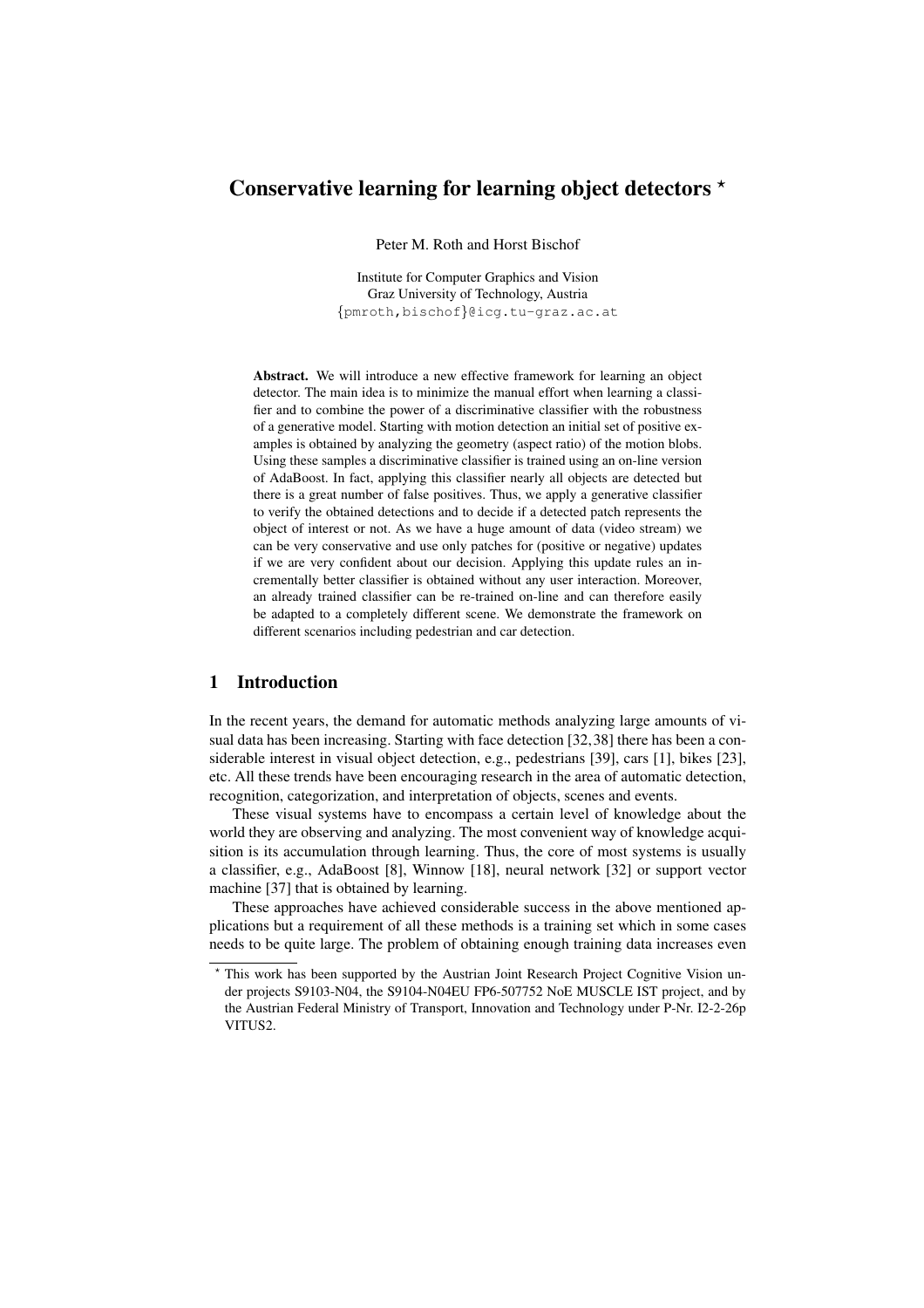# Conservative learning for learning object detectors *

Peter M. Roth and Horst Bischof

Institute for Computer Graphics and Vision
Graz University of Technology, Austria
{pmroth,bischof}@icg.tu-graz.ac.at

**Abstract.** We will introduce a new effective framework for learning an object detector. The main idea is to minimize the manual effort when learning a classifier and to combine the power of a discriminative classifier with the robustness of a generative model. Starting with motion detection an initial set of positive examples is obtained by analyzing the geometry (aspect ratio) of the motion blobs. Using these samples a discriminative classifier is trained using an on-line version of AdaBoost. In fact, applying this classifier nearly all objects are detected but there is a great number of false positives. Thus, we apply a generative classifier to verify the obtained detections and to decide if a detected patch represents the object of interest or not. As we have a huge amount of data (video stream) we can be very conservative and use only patches for (positive or negative) updates if we are very confident about our decision. Applying this update rules an incrementally better classifier is obtained without any user interaction. Moreover, an already trained classifier can be re-trained on-line and can therefore easily be adapted to a completely different scene. We demonstrate the framework on different scenarios including pedestrian and car detection.

## 1 Introduction

In the recent years, the demand for automatic methods analyzing large amounts of visual data has been increasing. Starting with face detection [32,38] there has been a considerable interest in visual object detection, e.g., pedestrians [39], cars [1], bikes [23], etc. All these trends have been encouraging research in the area of automatic detection, recognition, categorization, and interpretation of objects, scenes and events.

These visual systems have to encompass a certain level of knowledge about the world they are observing and analyzing. The most convenient way of knowledge acquisition is its accumulation through learning. Thus, the core of most systems is usually a classifier, e.g., AdaBoost [8], Winnow [18], neural network [32] or support vector machine [37] that is obtained by learning.

These approaches have achieved considerable success in the above mentioned applications but a requirement of all these methods is a training set which in some cases needs to be quite large. The problem of obtaining enough training data increases even

* This work has been supported by the Austrian Joint Research Project Cognitive Vision under projects S9103-N04, the S9104-N04EU FP6-507752 NoE MUSCLE IST project, and by the Austrian Federal Ministry of Transport, Innovation and Technology under P-Nr. I2-2-26p VITUS2.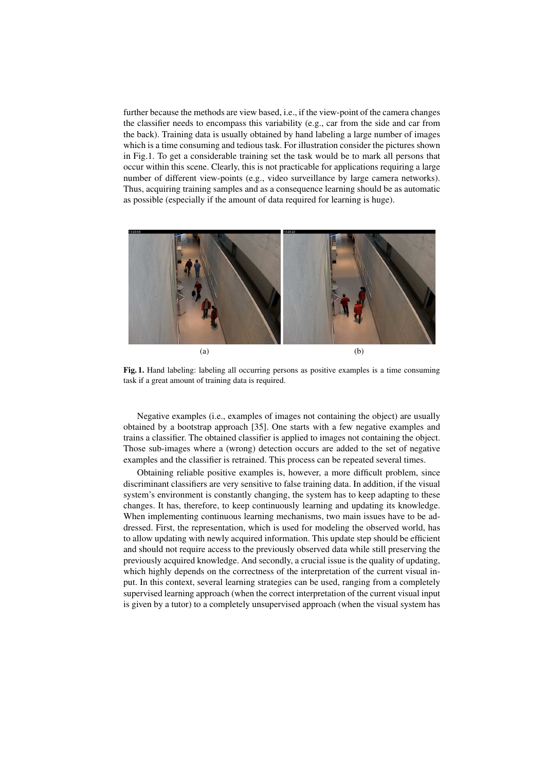further because the methods are view based, i.e., if the view-point of the camera changes the classifier needs to encompass this variability (e.g., car from the side and car from the back). Training data is usually obtained by hand labeling a large number of images which is a time consuming and tedious task. For illustration consider the pictures shown in Fig.1. To get a considerable training set the task would be to mark all persons that occur within this scene. Clearly, this is not practicable for applications requiring a large number of different view-points (e.g., video surveillance by large camera networks). Thus, acquiring training samples and as a consequence learning should be as automatic as possible (especially if the amount of data required for learning is huge).

(a) (b)

**Fig. 1.** Hand labeling: labeling all occurring persons as positive examples is a time consuming task if a great amount of training data is required.

Negative examples (i.e., examples of images not containing the object) are usually obtained by a bootstrap approach [35]. One starts with a few negative examples and trains a classifier. The obtained classifier is applied to images not containing the object. Those sub-images where a (wrong) detection occurs are added to the set of negative examples and the classifier is retrained. This process can be repeated several times.

Obtaining reliable positive examples is, however, a more difficult problem, since discriminant classifiers are very sensitive to false training data. In addition, if the visual system's environment is constantly changing, the system has to keep adapting to these changes. It has, therefore, to keep continuously learning and updating its knowledge. When implementing continuous learning mechanisms, two main issues have to be addressed. First, the representation, which is used for modeling the observed world, has to allow updating with newly acquired information. This update step should be efficient and should not require access to the previously observed data while still preserving the previously acquired knowledge. And secondly, a crucial issue is the quality of updating, which highly depends on the correctness of the interpretation of the current visual input. In this context, several learning strategies can be used, ranging from a completely supervised learning approach (when the correct interpretation of the current visual input is given by a tutor) to a completely unsupervised approach (when the visual system has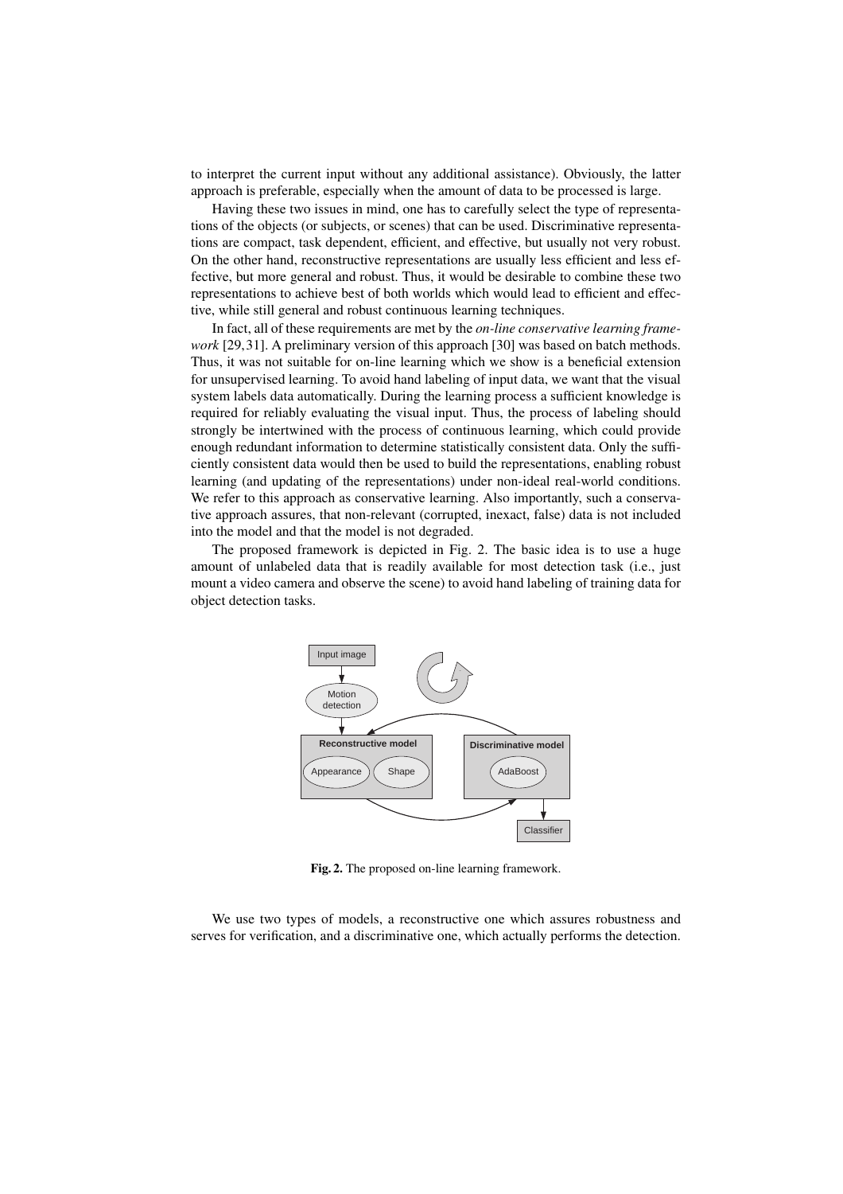to interpret the current input without any additional assistance). Obviously, the latter approach is preferable, especially when the amount of data to be processed is large.

Having these two issues in mind, one has to carefully select the type of representations of the objects (or subjects, or scenes) that can be used. Discriminative representations are compact, task dependent, efficient, and effective, but usually not very robust. On the other hand, reconstructive representations are usually less efficient and less effective, but more general and robust. Thus, it would be desirable to combine these two representations to achieve best of both worlds which would lead to efficient and effective, while still general and robust continuous learning techniques.

In fact, all of these requirements are met by the *on-line conservative learning framework* [29,31]. A preliminary version of this approach [30] was based on batch methods. Thus, it was not suitable for on-line learning which we show is a beneficial extension for unsupervised learning. To avoid hand labeling of input data, we want that the visual system labels data automatically. During the learning process a sufficient knowledge is required for reliably evaluating the visual input. Thus, the process of labeling should strongly be intertwined with the process of continuous learning, which could provide enough redundant information to determine statistically consistent data. Only the sufficiently consistent data would then be used to build the representations, enabling robust learning (and updating of the representations) under non-ideal real-world conditions. We refer to this approach as conservative learning. Also importantly, such a conservative approach assures, that non-relevant (corrupted, inexact, false) data is not included into the model and that the model is not degraded.

The proposed framework is depicted in Fig. 2. The basic idea is to use a huge amount of unlabeled data that is readily available for most detection task (i.e., just mount a video camera and observe the scene) to avoid hand labeling of training data for object detection tasks.

Input image
Motion detection
Reconstructive model
Appearance
Shape
Discriminative model
AdaBoost
Classifier

**Fig. 2.** The proposed on-line learning framework.

We use two types of models, a reconstructive one which assures robustness and serves for verification, and a discriminative one, which actually performs the detection.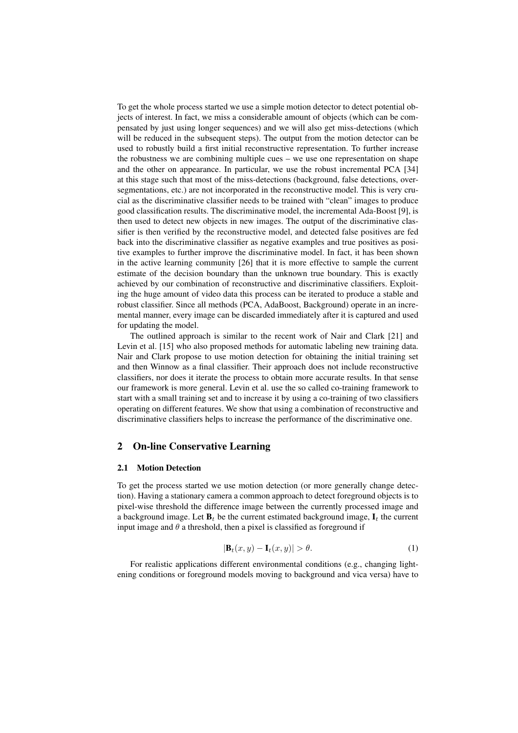To get the whole process started we use a simple motion detector to detect potential objects of interest. In fact, we miss a considerable amount of objects (which can be compensated by just using longer sequences) and we will also get miss-detections (which will be reduced in the subsequent steps). The output from the motion detector can be used to robustly build a first initial reconstructive representation. To further increase the robustness we are combining multiple cues – we use one representation on shape and the other on appearance. In particular, we use the robust incremental PCA [34] at this stage such that most of the miss-detections (background, false detections, over-segmentations, etc.) are not incorporated in the reconstructive model. This is very crucial as the discriminative classifier needs to be trained with "clean" images to produce good classification results. The discriminative model, the incremental Ada-Boost [9], is then used to detect new objects in new images. The output of the discriminative classifier is then verified by the reconstructive model, and detected false positives are fed back into the discriminative classifier as negative examples and true positives as positive examples to further improve the discriminative model. In fact, it has been shown in the active learning community [26] that it is more effective to sample the current estimate of the decision boundary than the unknown true boundary. This is exactly achieved by our combination of reconstructive and discriminative classifiers. Exploiting the huge amount of video data this process can be iterated to produce a stable and robust classifier. Since all methods (PCA, AdaBoost, Background) operate in an incremental manner, every image can be discarded immediately after it is captured and used for updating the model.

The outlined approach is similar to the recent work of Nair and Clark [21] and Levin et al. [15] who also proposed methods for automatic labeling new training data. Nair and Clark propose to use motion detection for obtaining the initial training set and then Winnow as a final classifier. Their approach does not include reconstructive classifiers, nor does it iterate the process to obtain more accurate results. In that sense our framework is more general. Levin et al. use the so called co-training framework to start with a small training set and to increase it by using a co-training of two classifiers operating on different features. We show that using a combination of reconstructive and discriminative classifiers helps to increase the performance of the discriminative one.

## 2 On-line Conservative Learning

### 2.1 Motion Detection

To get the process started we use motion detection (or more generally change detection). Having a stationary camera a common approach to detect foreground objects is to pixel-wise threshold the difference image between the currently processed image and a background image. Let $\mathbf{B}_t$ be the current estimated background image, $\mathbf{I}_t$ the current input image and $\theta$ a threshold, then a pixel is classified as foreground if

$$|\mathbf{B}_t(x, y) - \mathbf{I}_t(x, y)| > \theta. \tag{1}$$

For realistic applications different environmental conditions (e.g., changing lightening conditions or foreground models moving to background and vica versa) have to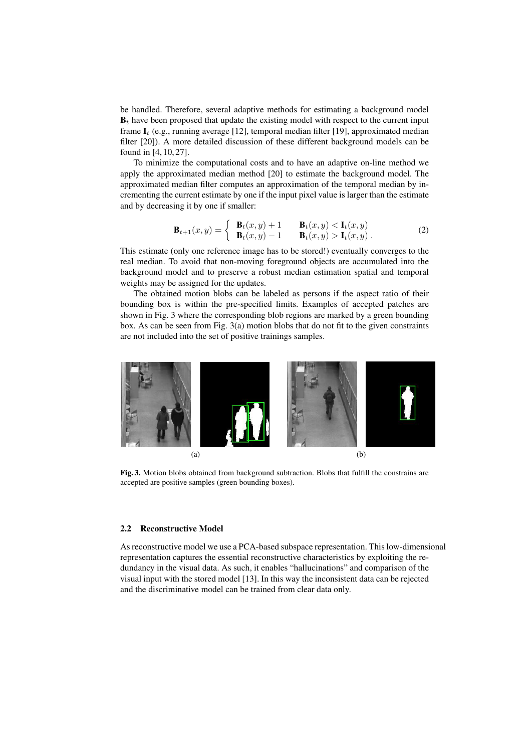be handled. Therefore, several adaptive methods for estimating a background model $\mathbf{B}_t$ have been proposed that update the existing model with respect to the current input frame $\mathbf{I}_t$ (e.g., running average [12], temporal median filter [19], approximated median filter [20]). A more detailed discussion of these different background models can be found in [4, 10, 27].

To minimize the computational costs and to have an adaptive on-line method we apply the approximated median method [20] to estimate the background model. The approximated median filter computes an approximation of the temporal median by incrementing the current estimate by one if the input pixel value is larger than the estimate and by decreasing it by one if smaller:

$$\mathbf{B}_{t+1}(x,y) = \begin{cases} \mathbf{B}_t(x,y) + 1 & \mathbf{B}_t(x,y) < \mathbf{I}_t(x,y) \\ \mathbf{B}_t(x,y) - 1 & \mathbf{B}_t(x,y) > \mathbf{I}_t(x,y) \, . \end{cases} \tag{2}$$

This estimate (only one reference image has to be stored!) eventually converges to the real median. To avoid that non-moving foreground objects are accumulated into the background model and to preserve a robust median estimation spatial and temporal weights may be assigned for the updates.

The obtained motion blobs can be labeled as persons if the aspect ratio of their bounding box is within the pre-specified limits. Examples of accepted patches are shown in Fig. 3 where the corresponding blob regions are marked by a green bounding box. As can be seen from Fig. 3(a) motion blobs that do not fit to the given constraints are not included into the set of positive trainings samples.

(a) (b)

**Fig. 3.** Motion blobs obtained from background subtraction. Blobs that fulfill the constrains are accepted are positive samples (green bounding boxes).

### 2.2 Reconstructive Model

As reconstructive model we use a PCA-based subspace representation. This low-dimensional representation captures the essential reconstructive characteristics by exploiting the redundancy in the visual data. As such, it enables "hallucinations" and comparison of the visual input with the stored model [13]. In this way the inconsistent data can be rejected and the discriminative model can be trained from clear data only.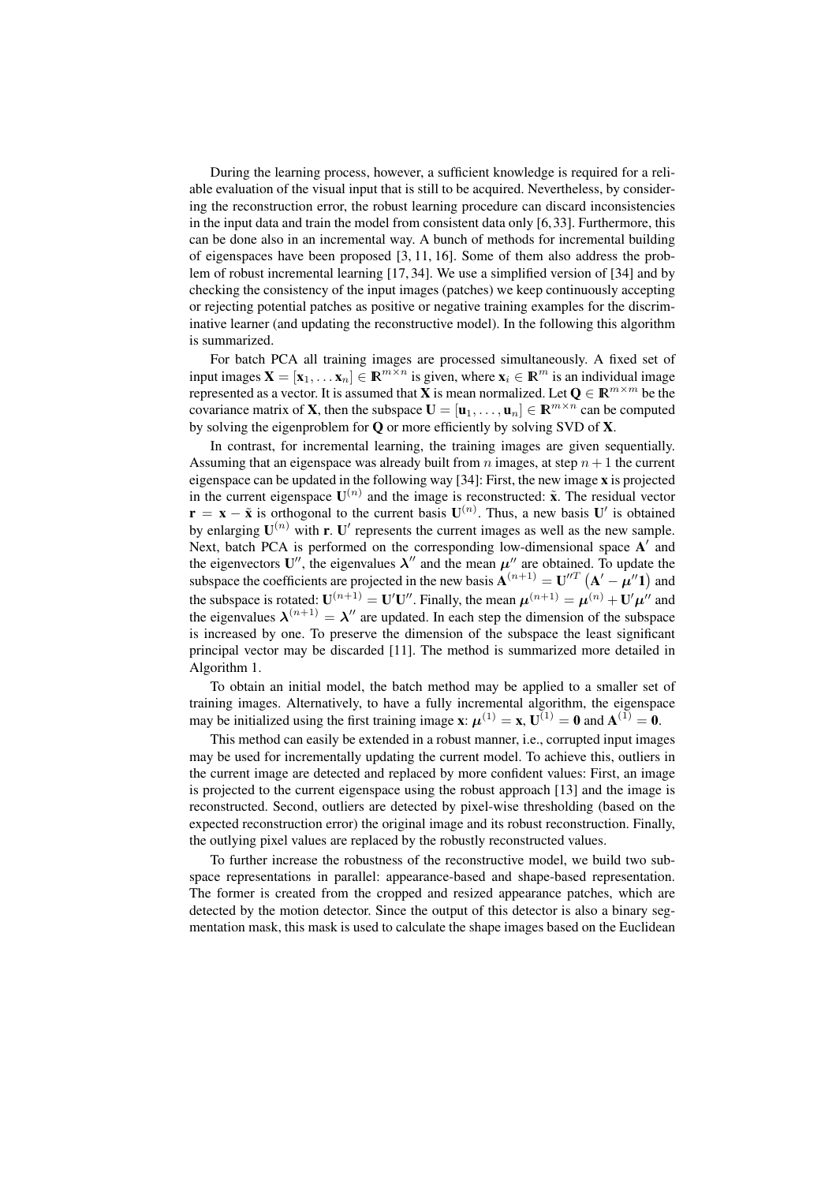During the learning process, however, a sufficient knowledge is required for a reliable evaluation of the visual input that is still to be acquired. Nevertheless, by considering the reconstruction error, the robust learning procedure can discard inconsistencies in the input data and train the model from consistent data only [6,33]. Furthermore, this can be done also in an incremental way. A bunch of methods for incremental building of eigenspaces have been proposed [3, 11, 16]. Some of them also address the problem of robust incremental learning [17, 34]. We use a simplified version of [34] and by checking the consistency of the input images (patches) we keep continuously accepting or rejecting potential patches as positive or negative training examples for the discriminative learner (and updating the reconstructive model). In the following this algorithm is summarized.

For batch PCA all training images are processed simultaneously. A fixed set of input images $\mathbf{X} = [\mathbf{x}_1, \ldots \mathbf{x}_n] \in \mathbb{R}^{m \times n}$ is given, where $\mathbf{x}_i \in \mathbb{R}^m$ is an individual image represented as a vector. It is assumed that $\mathbf{X}$ is mean normalized. Let $\mathbf{Q} \in \mathbb{R}^{m \times m}$ be the covariance matrix of $\mathbf{X}$, then the subspace $\mathbf{U} = [\mathbf{u}_1, \ldots, \mathbf{u}_n] \in \mathbb{R}^{m \times n}$ can be computed by solving the eigenproblem for $\mathbf{Q}$ or more efficiently by solving SVD of $\mathbf{X}$.

In contrast, for incremental learning, the training images are given sequentially. Assuming that an eigenspace was already built from $n$ images, at step $n+1$ the current eigenspace can be updated in the following way [34]: First, the new image $\mathbf{x}$ is projected in the current eigenspace $\mathbf{U}^{(n)}$ and the image is reconstructed: $\tilde{\mathbf{x}}$. The residual vector $\mathbf{r} = \mathbf{x} - \tilde{\mathbf{x}}$ is orthogonal to the current basis $\mathbf{U}^{(n)}$. Thus, a new basis $\mathbf{U}'$ is obtained by enlarging $\mathbf{U}^{(n)}$ with $\mathbf{r}$. $\mathbf{U}'$ represents the current images as well as the new sample. Next, batch PCA is performed on the corresponding low-dimensional space $\mathbf{A}'$ and the eigenvectors $\mathbf{U}''$, the eigenvalues $\boldsymbol{\lambda}''$ and the mean $\boldsymbol{\mu}''$ are obtained. To update the subspace the coefficients are projected in the new basis $\mathbf{A}^{(n+1)} = \mathbf{U}''^{T}\left(\mathbf{A}' - \boldsymbol{\mu}''\mathbf{1}\right)$ and the subspace is rotated: $\mathbf{U}^{(n+1)} = \mathbf{U}'\mathbf{U}''$. Finally, the mean $\boldsymbol{\mu}^{(n+1)} = \boldsymbol{\mu}^{(n)} + \mathbf{U}'\boldsymbol{\mu}''$ and the eigenvalues $\boldsymbol{\lambda}^{(n+1)} = \boldsymbol{\lambda}''$ are updated. In each step the dimension of the subspace is increased by one. To preserve the dimension of the subspace the least significant principal vector may be discarded [11]. The method is summarized more detailed in Algorithm 1.

To obtain an initial model, the batch method may be applied to a smaller set of training images. Alternatively, to have a fully incremental algorithm, the eigenspace may be initialized using the first training image $\mathbf{x}$: $\boldsymbol{\mu}^{(1)} = \mathbf{x}$, $\mathbf{U}^{(1)} = \mathbf{0}$ and $\mathbf{A}^{(1)} = \mathbf{0}$.

This method can easily be extended in a robust manner, i.e., corrupted input images may be used for incrementally updating the current model. To achieve this, outliers in the current image are detected and replaced by more confident values: First, an image is projected to the current eigenspace using the robust approach [13] and the image is reconstructed. Second, outliers are detected by pixel-wise thresholding (based on the expected reconstruction error) the original image and its robust reconstruction. Finally, the outlying pixel values are replaced by the robustly reconstructed values.

To further increase the robustness of the reconstructive model, we build two subspace representations in parallel: appearance-based and shape-based representation. The former is created from the cropped and resized appearance patches, which are detected by the motion detector. Since the output of this detector is also a binary segmentation mask, this mask is used to calculate the shape images based on the Euclidean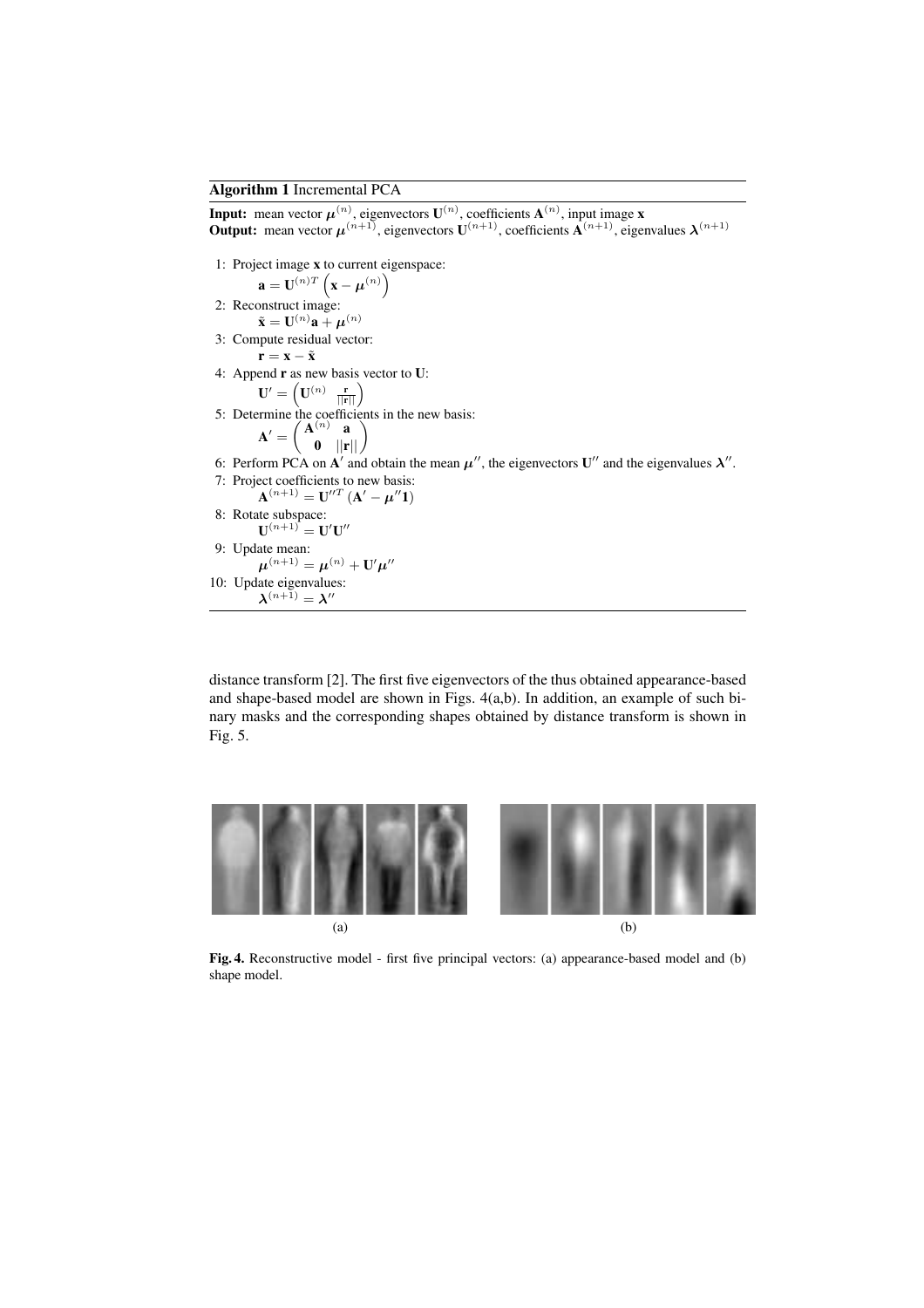**Algorithm 1** Incremental PCA

**Input:** mean vector $\boldsymbol{\mu}^{(n)}$, eigenvectors $\mathbf{U}^{(n)}$, coefficients $\mathbf{A}^{(n)}$, input image $\mathbf{x}$
**Output:** mean vector $\boldsymbol{\mu}^{(n+1)}$, eigenvectors $\mathbf{U}^{(n+1)}$, coefficients $\mathbf{A}^{(n+1)}$, eigenvalues $\boldsymbol{\lambda}^{(n+1)}$

1: Project image $\mathbf{x}$ to current eigenspace:
$$\mathbf{a} = \mathbf{U}^{(n)T}\left(\mathbf{x} - \boldsymbol{\mu}^{(n)}\right)$$
2: Reconstruct image:
$$\tilde{\mathbf{x}} = \mathbf{U}^{(n)}\mathbf{a} + \boldsymbol{\mu}^{(n)}$$
3: Compute residual vector:
$$\mathbf{r} = \mathbf{x} - \tilde{\mathbf{x}}$$
4: Append $\mathbf{r}$ as new basis vector to $\mathbf{U}$:
$$\mathbf{U}' = \begin{pmatrix} \mathbf{U}^{(n)} & \frac{\mathbf{r}}{||\mathbf{r}||} \end{pmatrix}$$
5: Determine the coefficients in the new basis:
$$\mathbf{A}' = \begin{pmatrix} \mathbf{A}^{(n)} & \mathbf{a} \\ \mathbf{0} & ||\mathbf{r}|| \end{pmatrix}$$
6: Perform PCA on $\mathbf{A}'$ and obtain the mean $\boldsymbol{\mu}''$, the eigenvectors $\mathbf{U}''$ and the eigenvalues $\boldsymbol{\lambda}''$.
7: Project coefficients to new basis:
$$\mathbf{A}^{(n+1)} = \mathbf{U}''^{T}\left(\mathbf{A}' - \boldsymbol{\mu}''\mathbf{1}\right)$$
8: Rotate subspace:
$$\mathbf{U}^{(n+1)} = \mathbf{U}'\mathbf{U}''$$
9: Update mean:
$$\boldsymbol{\mu}^{(n+1)} = \boldsymbol{\mu}^{(n)} + \mathbf{U}'\boldsymbol{\mu}''$$
10: Update eigenvalues:
$$\boldsymbol{\lambda}^{(n+1)} = \boldsymbol{\lambda}''$$

distance transform [2]. The first five eigenvectors of the thus obtained appearance-based and shape-based model are shown in Figs. 4(a,b). In addition, an example of such binary masks and the corresponding shapes obtained by distance transform is shown in Fig. 5.

(a) (b)

**Fig. 4.** Reconstructive model - first five principal vectors: (a) appearance-based model and (b) shape model.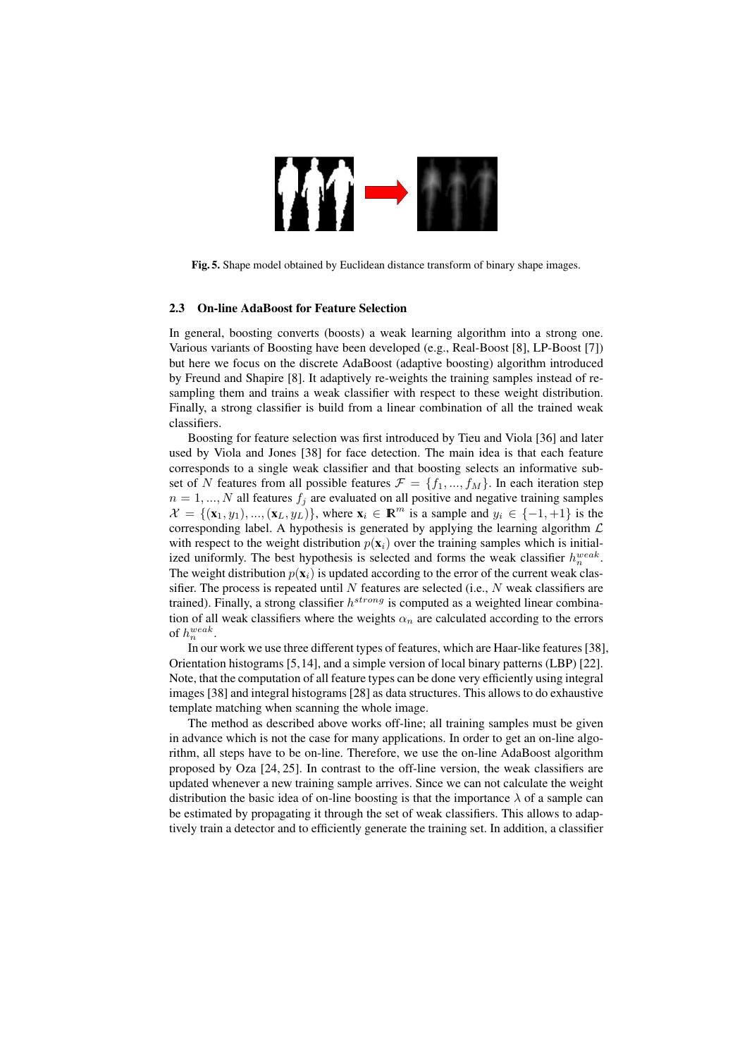**Fig. 5.** Shape model obtained by Euclidean distance transform of binary shape images.

### 2.3 On-line AdaBoost for Feature Selection

In general, boosting converts (boosts) a weak learning algorithm into a strong one. Various variants of Boosting have been developed (e.g., Real-Boost [8], LP-Boost [7]) but here we focus on the discrete AdaBoost (adaptive boosting) algorithm introduced by Freund and Shapire [8]. It adaptively re-weights the training samples instead of re-sampling them and trains a weak classifier with respect to these weight distribution. Finally, a strong classifier is build from a linear combination of all the trained weak classifiers.

Boosting for feature selection was first introduced by Tieu and Viola [36] and later used by Viola and Jones [38] for face detection. The main idea is that each feature corresponds to a single weak classifier and that boosting selects an informative subset of $N$ features from all possible features $\mathcal{F} = \{f_1, ..., f_M\}$. In each iteration step $n = 1, ..., N$ all features $f_j$ are evaluated on all positive and negative training samples $\mathcal{X} = \{(\mathbf{x}_1, y_1), ..., (\mathbf{x}_L, y_L)\}$, where $\mathbf{x}_i \in \mathbb{R}^m$ is a sample and $y_i \in \{-1, +1\}$ is the corresponding label. A hypothesis is generated by applying the learning algorithm $\mathcal{L}$ with respect to the weight distribution $p(\mathbf{x}_i)$ over the training samples which is initialized uniformly. The best hypothesis is selected and forms the weak classifier $h_n^{weak}$. The weight distribution $p(\mathbf{x}_i)$ is updated according to the error of the current weak classifier. The process is repeated until $N$ features are selected (i.e., $N$ weak classifiers are trained). Finally, a strong classifier $h^{strong}$ is computed as a weighted linear combination of all weak classifiers where the weights $\alpha_n$ are calculated according to the errors of $h_n^{weak}$.

In our work we use three different types of features, which are Haar-like features [38], Orientation histograms [5,14], and a simple version of local binary patterns (LBP) [22]. Note, that the computation of all feature types can be done very efficiently using integral images [38] and integral histograms [28] as data structures. This allows to do exhaustive template matching when scanning the whole image.

The method as described above works off-line; all training samples must be given in advance which is not the case for many applications. In order to get an on-line algorithm, all steps have to be on-line. Therefore, we use the on-line AdaBoost algorithm proposed by Oza [24, 25]. In contrast to the off-line version, the weak classifiers are updated whenever a new training sample arrives. Since we can not calculate the weight distribution the basic idea of on-line boosting is that the importance $\lambda$ of a sample can be estimated by propagating it through the set of weak classifiers. This allows to adaptively train a detector and to efficiently generate the training set. In addition, a classifier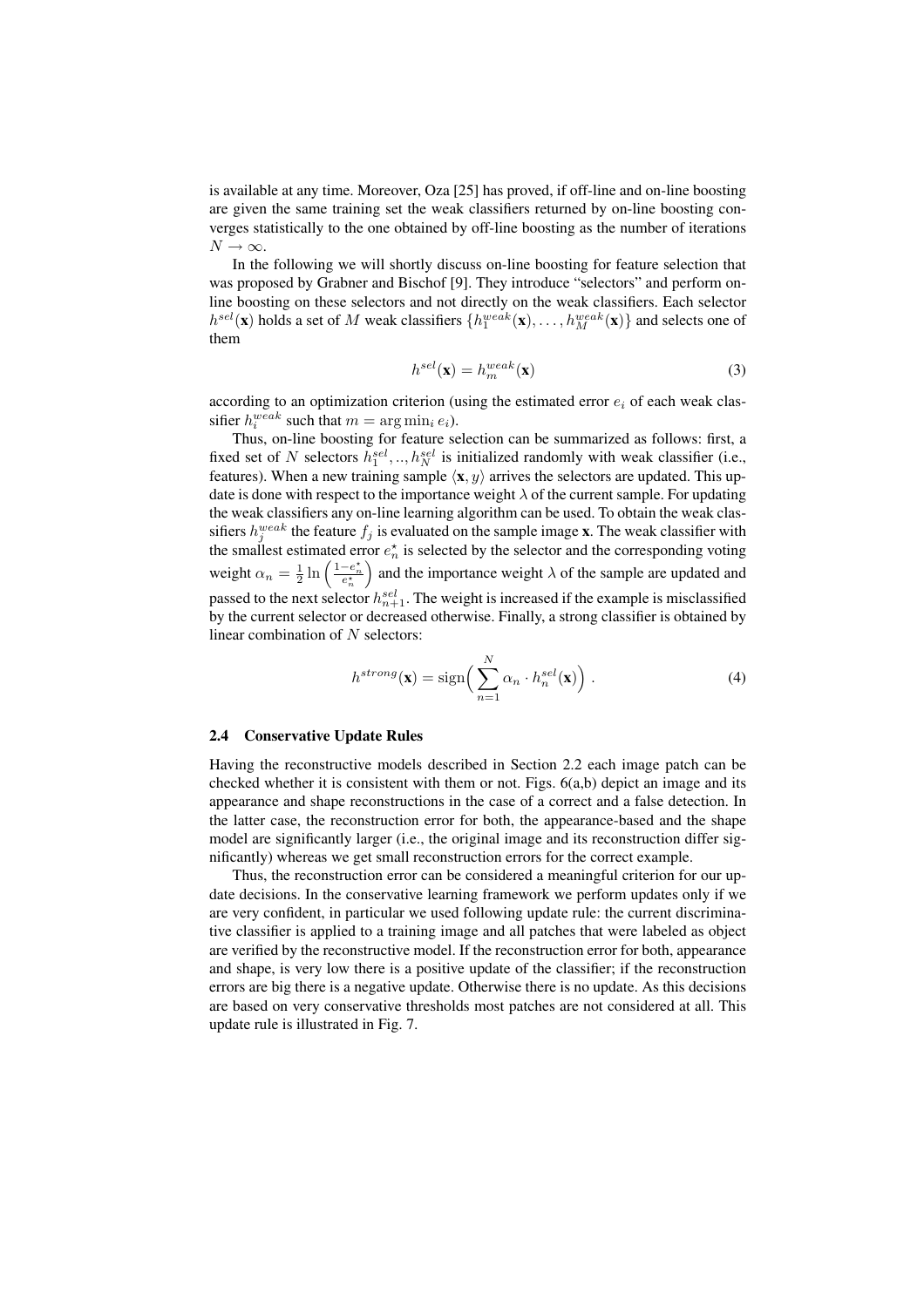is available at any time. Moreover, Oza [25] has proved, if off-line and on-line boosting are given the same training set the weak classifiers returned by on-line boosting converges statistically to the one obtained by off-line boosting as the number of iterations $N \to \infty$.

In the following we will shortly discuss on-line boosting for feature selection that was proposed by Grabner and Bischof [9]. They introduce "selectors" and perform on-line boosting on these selectors and not directly on the weak classifiers. Each selector $h^{sel}(\mathbf{x})$ holds a set of $M$ weak classifiers $\{h_1^{weak}(\mathbf{x}), \ldots, h_M^{weak}(\mathbf{x})\}$ and selects one of them

$$h^{sel}(\mathbf{x}) = h_m^{weak}(\mathbf{x}) \tag{3}$$

according to an optimization criterion (using the estimated error $e_i$ of each weak classifier $h_i^{weak}$ such that $m = \arg\min_i e_i$).

Thus, on-line boosting for feature selection can be summarized as follows: first, a fixed set of $N$ selectors $h_1^{sel}, .., h_N^{sel}$ is initialized randomly with weak classifier (i.e., features). When a new training sample $\langle \mathbf{x}, y \rangle$ arrives the selectors are updated. This update is done with respect to the importance weight $\lambda$ of the current sample. For updating the weak classifiers any on-line learning algorithm can be used. To obtain the weak classifiers $h_j^{weak}$ the feature $f_j$ is evaluated on the sample image $\mathbf{x}$. The weak classifier with the smallest estimated error $e_n^\star$ is selected by the selector and the corresponding voting weight $\alpha_n = \frac{1}{2} \ln\left(\frac{1-e_n^\star}{e_n^\star}\right)$ and the importance weight $\lambda$ of the sample are updated and passed to the next selector $h_{n+1}^{sel}$. The weight is increased if the example is misclassified by the current selector or decreased otherwise. Finally, a strong classifier is obtained by linear combination of $N$ selectors:

$$h^{strong}(\mathbf{x}) = \text{sign}\Big(\sum_{n=1}^{N} \alpha_n \cdot h_n^{sel}(\mathbf{x})\Big) . \tag{4}$$

### 2.4 Conservative Update Rules

Having the reconstructive models described in Section 2.2 each image patch can be checked whether it is consistent with them or not. Figs. 6(a,b) depict an image and its appearance and shape reconstructions in the case of a correct and a false detection. In the latter case, the reconstruction error for both, the appearance-based and the shape model are significantly larger (i.e., the original image and its reconstruction differ significantly) whereas we get small reconstruction errors for the correct example.

Thus, the reconstruction error can be considered a meaningful criterion for our update decisions. In the conservative learning framework we perform updates only if we are very confident, in particular we used following update rule: the current discriminative classifier is applied to a training image and all patches that were labeled as object are verified by the reconstructive model. If the reconstruction error for both, appearance and shape, is very low there is a positive update of the classifier; if the reconstruction errors are big there is a negative update. Otherwise there is no update. As this decisions are based on very conservative thresholds most patches are not considered at all. This update rule is illustrated in Fig. 7.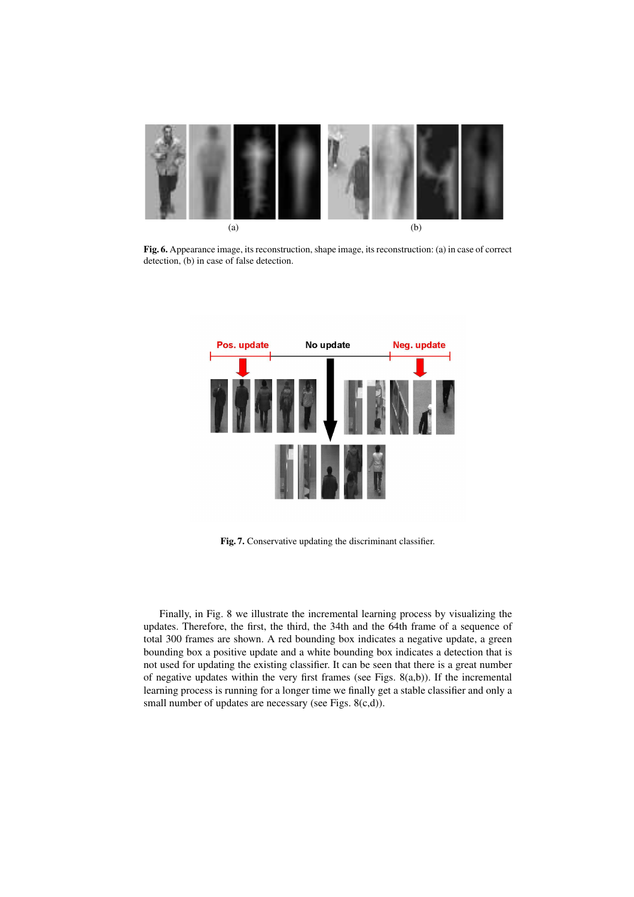(a) (b)

**Fig. 6.** Appearance image, its reconstruction, shape image, its reconstruction: (a) in case of correct detection, (b) in case of false detection.

Pos. update No update Neg. update

**Fig. 7.** Conservative updating the discriminant classifier.

Finally, in Fig. 8 we illustrate the incremental learning process by visualizing the updates. Therefore, the first, the third, the 34th and the 64th frame of a sequence of total 300 frames are shown. A red bounding box indicates a negative update, a green bounding box a positive update and a white bounding box indicates a detection that is not used for updating the existing classifier. It can be seen that there is a great number of negative updates within the very first frames (see Figs. 8(a,b)). If the incremental learning process is running for a longer time we finally get a stable classifier and only a small number of updates are necessary (see Figs. 8(c,d)).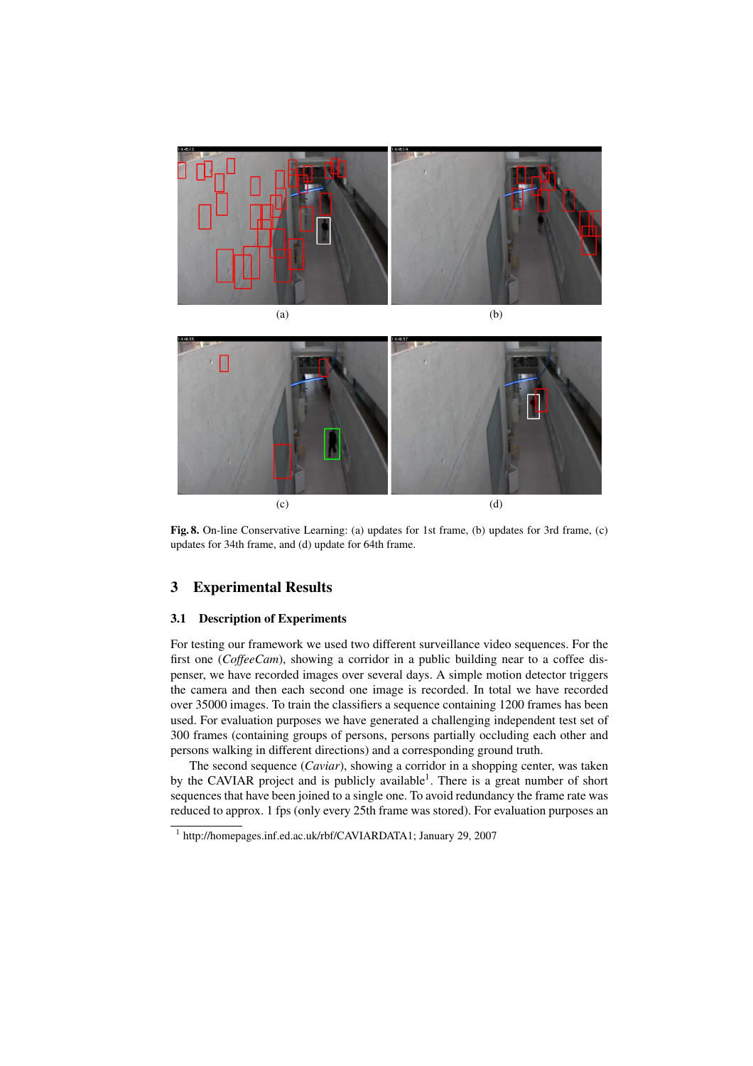(a)

(b)

(c)

(d)

**Fig. 8.** On-line Conservative Learning: (a) updates for 1st frame, (b) updates for 3rd frame, (c) updates for 34th frame, and (d) update for 64th frame.

## 3 Experimental Results

### 3.1 Description of Experiments

For testing our framework we used two different surveillance video sequences. For the first one (*CoffeeCam*), showing a corridor in a public building near to a coffee dispenser, we have recorded images over several days. A simple motion detector triggers the camera and then each second one image is recorded. In total we have recorded over 35000 images. To train the classifiers a sequence containing 1200 frames has been used. For evaluation purposes we have generated a challenging independent test set of 300 frames (containing groups of persons, persons partially occluding each other and persons walking in different directions) and a corresponding ground truth.

The second sequence (*Caviar*), showing a corridor in a shopping center, was taken by the CAVIAR project and is publicly available[1]. There is a great number of short sequences that have been joined to a single one. To avoid redundancy the frame rate was reduced to approx. 1 fps (only every 25th frame was stored). For evaluation purposes an

[1] http://homepages.inf.ed.ac.uk/rbf/CAVIARDATA1; January 29, 2007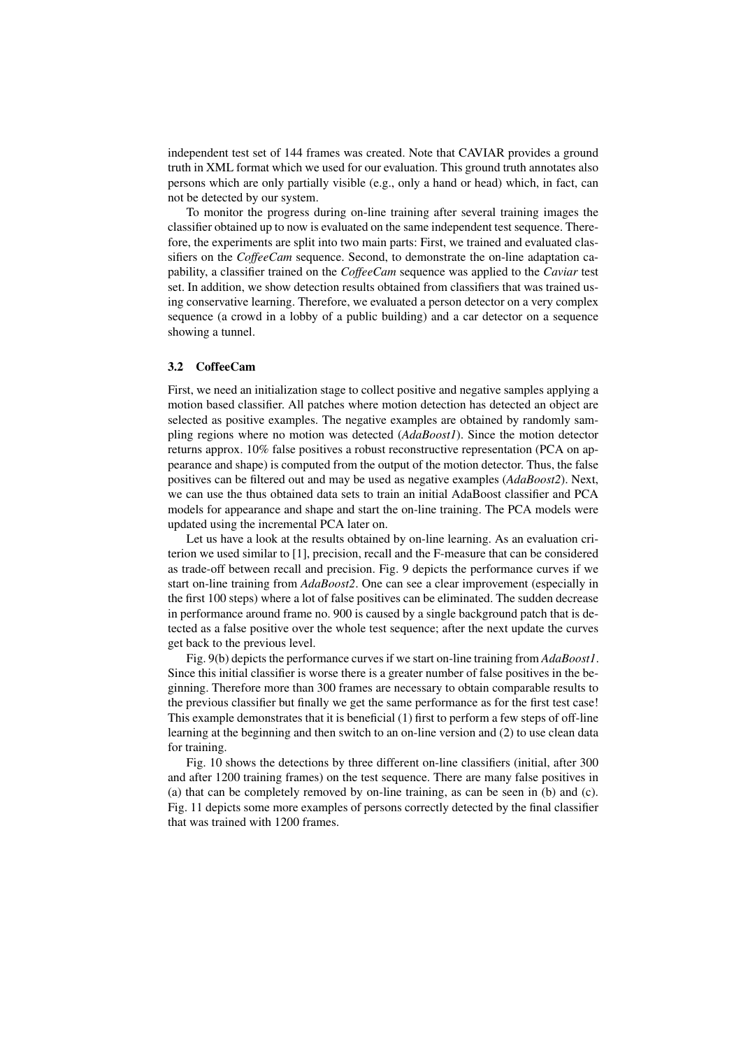independent test set of 144 frames was created. Note that CAVIAR provides a ground truth in XML format which we used for our evaluation. This ground truth annotates also persons which are only partially visible (e.g., only a hand or head) which, in fact, can not be detected by our system.

To monitor the progress during on-line training after several training images the classifier obtained up to now is evaluated on the same independent test sequence. Therefore, the experiments are split into two main parts: First, we trained and evaluated classifiers on the *CoffeeCam* sequence. Second, to demonstrate the on-line adaptation capability, a classifier trained on the *CoffeeCam* sequence was applied to the *Caviar* test set. In addition, we show detection results obtained from classifiers that was trained using conservative learning. Therefore, we evaluated a person detector on a very complex sequence (a crowd in a lobby of a public building) and a car detector on a sequence showing a tunnel.

### 3.2 CoffeeCam

First, we need an initialization stage to collect positive and negative samples applying a motion based classifier. All patches where motion detection has detected an object are selected as positive examples. The negative examples are obtained by randomly sampling regions where no motion was detected (*AdaBoost1*). Since the motion detector returns approx. 10% false positives a robust reconstructive representation (PCA on appearance and shape) is computed from the output of the motion detector. Thus, the false positives can be filtered out and may be used as negative examples (*AdaBoost2*). Next, we can use the thus obtained data sets to train an initial AdaBoost classifier and PCA models for appearance and shape and start the on-line training. The PCA models were updated using the incremental PCA later on.

Let us have a look at the results obtained by on-line learning. As an evaluation criterion we used similar to [1], precision, recall and the F-measure that can be considered as trade-off between recall and precision. Fig. 9 depicts the performance curves if we start on-line training from *AdaBoost2*. One can see a clear improvement (especially in the first 100 steps) where a lot of false positives can be eliminated. The sudden decrease in performance around frame no. 900 is caused by a single background patch that is detected as a false positive over the whole test sequence; after the next update the curves get back to the previous level.

Fig. 9(b) depicts the performance curves if we start on-line training from *AdaBoost1*. Since this initial classifier is worse there is a greater number of false positives in the beginning. Therefore more than 300 frames are necessary to obtain comparable results to the previous classifier but finally we get the same performance as for the first test case! This example demonstrates that it is beneficial (1) first to perform a few steps of off-line learning at the beginning and then switch to an on-line version and (2) to use clean data for training.

Fig. 10 shows the detections by three different on-line classifiers (initial, after 300 and after 1200 training frames) on the test sequence. There are many false positives in (a) that can be completely removed by on-line training, as can be seen in (b) and (c). Fig. 11 depicts some more examples of persons correctly detected by the final classifier that was trained with 1200 frames.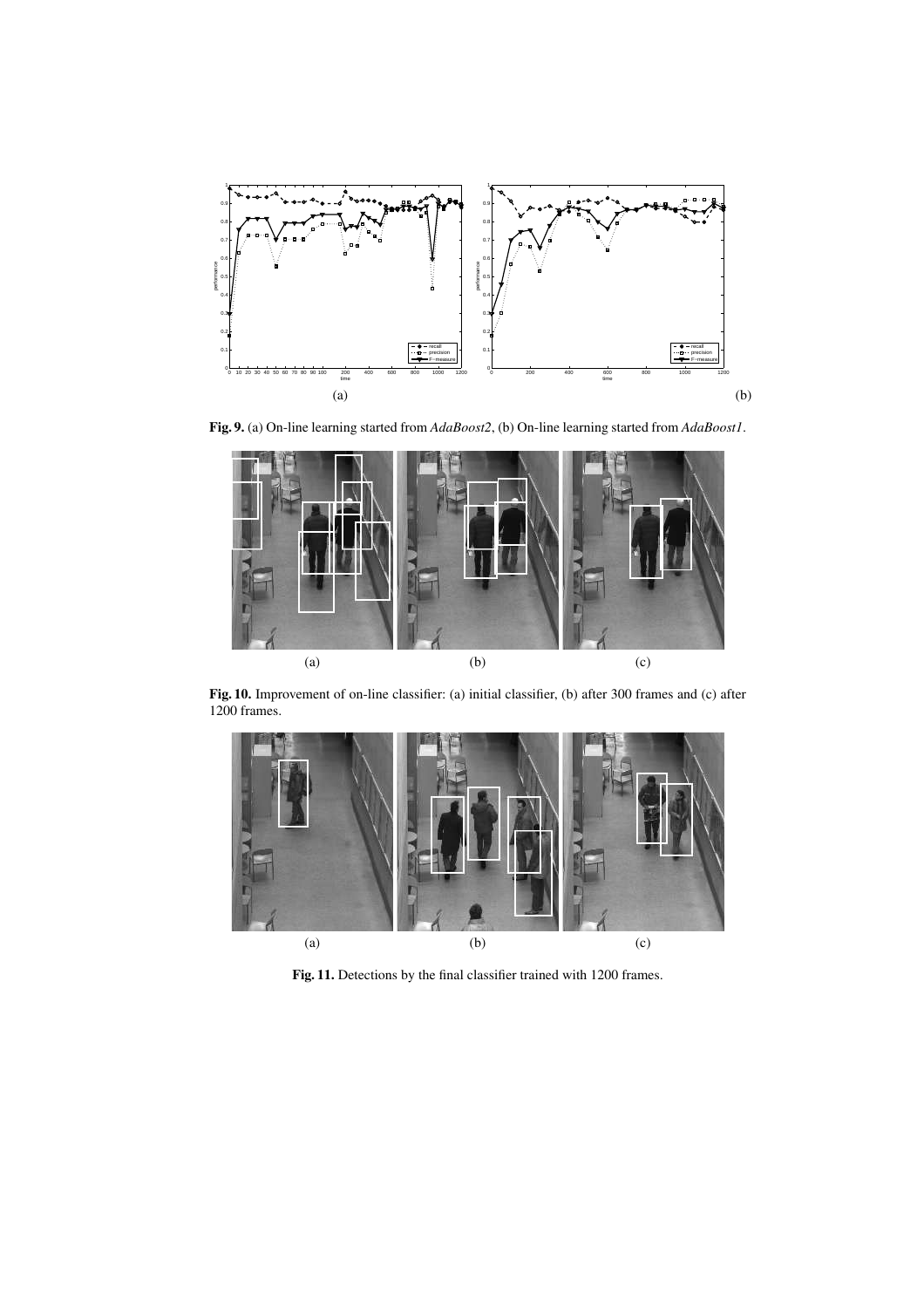**Fig. 9.** (a) On-line learning started from *AdaBoost2*, (b) On-line learning started from *AdaBoost1*.

**Fig. 10.** Improvement of on-line classifier: (a) initial classifier, (b) after 300 frames and (c) after 1200 frames.

**Fig. 11.** Detections by the final classifier trained with 1200 frames.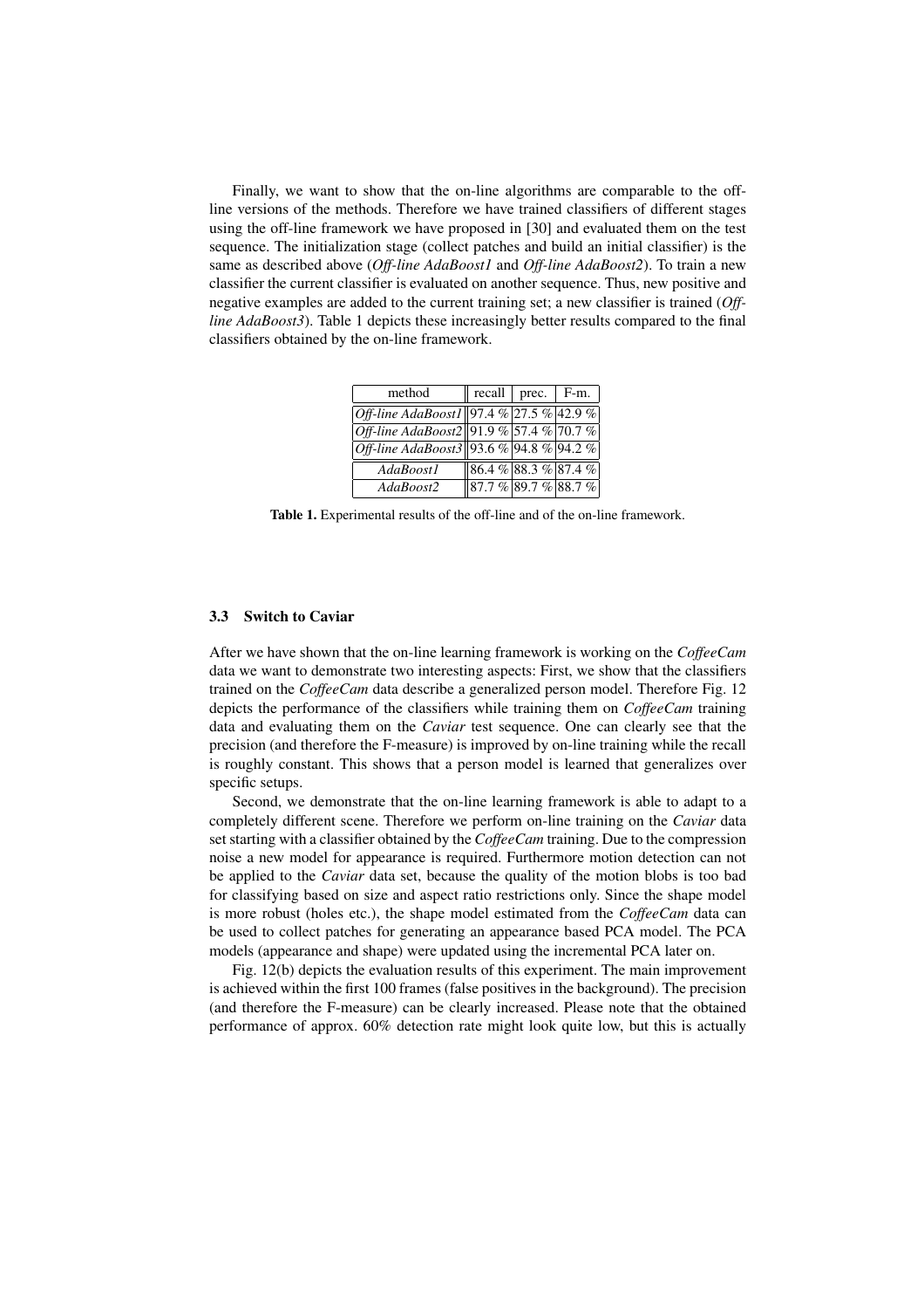Finally, we want to show that the on-line algorithms are comparable to the off-line versions of the methods. Therefore we have trained classifiers of different stages using the off-line framework we have proposed in [30] and evaluated them on the test sequence. The initialization stage (collect patches and build an initial classifier) is the same as described above (*Off-line AdaBoost1* and *Off-line AdaBoost2*). To train a new classifier the current classifier is evaluated on another sequence. Thus, new positive and negative examples are added to the current training set; a new classifier is trained (*Off-line AdaBoost3*). Table 1 depicts these increasingly better results compared to the final classifiers obtained by the on-line framework.

| method | recall | prec. | F-m. |
|---|---|---|---|
| *Off-line AdaBoost1* | 97.4 % | 27.5 % | 42.9 % |
| *Off-line AdaBoost2* | 91.9 % | 57.4 % | 70.7 % |
| *Off-line AdaBoost3* | 93.6 % | 94.8 % | 94.2 % |
| *AdaBoost1* | 86.4 % | 88.3 % | 87.4 % |
| *AdaBoost2* | 87.7 % | 89.7 % | 88.7 % |

**Table 1.** Experimental results of the off-line and of the on-line framework.

### 3.3 Switch to Caviar

After we have shown that the on-line learning framework is working on the *CoffeeCam* data we want to demonstrate two interesting aspects: First, we show that the classifiers trained on the *CoffeeCam* data describe a generalized person model. Therefore Fig. 12 depicts the performance of the classifiers while training them on *CoffeeCam* training data and evaluating them on the *Caviar* test sequence. One can clearly see that the precision (and therefore the F-measure) is improved by on-line training while the recall is roughly constant. This shows that a person model is learned that generalizes over specific setups.

Second, we demonstrate that the on-line learning framework is able to adapt to a completely different scene. Therefore we perform on-line training on the *Caviar* data set starting with a classifier obtained by the *CoffeeCam* training. Due to the compression noise a new model for appearance is required. Furthermore motion detection can not be applied to the *Caviar* data set, because the quality of the motion blobs is too bad for classifying based on size and aspect ratio restrictions only. Since the shape model is more robust (holes etc.), the shape model estimated from the *CoffeeCam* data can be used to collect patches for generating an appearance based PCA model. The PCA models (appearance and shape) were updated using the incremental PCA later on.

Fig. 12(b) depicts the evaluation results of this experiment. The main improvement is achieved within the first 100 frames (false positives in the background). The precision (and therefore the F-measure) can be clearly increased. Please note that the obtained performance of approx. 60% detection rate might look quite low, but this is actually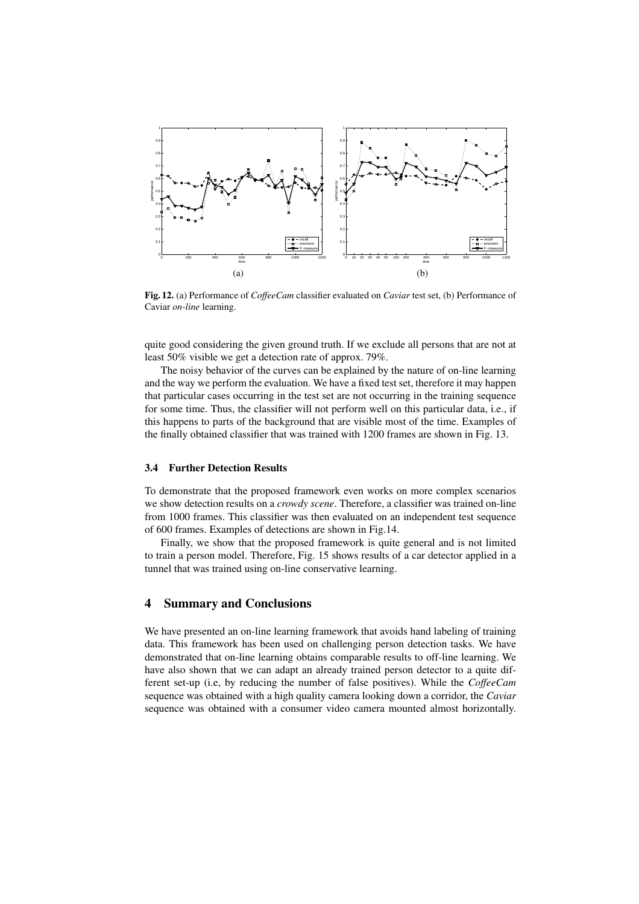Fig. 12. (a) Performance of *CoffeeCam* classifier evaluated on *Caviar* test set, (b) Performance of Caviar *on-line* learning.

quite good considering the given ground truth. If we exclude all persons that are not at least 50% visible we get a detection rate of approx. 79%.

The noisy behavior of the curves can be explained by the nature of on-line learning and the way we perform the evaluation. We have a fixed test set, therefore it may happen that particular cases occurring in the test set are not occurring in the training sequence for some time. Thus, the classifier will not perform well on this particular data, i.e., if this happens to parts of the background that are visible most of the time. Examples of the finally obtained classifier that was trained with 1200 frames are shown in Fig. 13.

### 3.4 Further Detection Results

To demonstrate that the proposed framework even works on more complex scenarios we show detection results on a *crowdy scene*. Therefore, a classifier was trained on-line from 1000 frames. This classifier was then evaluated on an independent test sequence of 600 frames. Examples of detections are shown in Fig.14.

Finally, we show that the proposed framework is quite general and is not limited to train a person model. Therefore, Fig. 15 shows results of a car detector applied in a tunnel that was trained using on-line conservative learning.

## 4 Summary and Conclusions

We have presented an on-line learning framework that avoids hand labeling of training data. This framework has been used on challenging person detection tasks. We have demonstrated that on-line learning obtains comparable results to off-line learning. We have also shown that we can adapt an already trained person detector to a quite different set-up (i.e, by reducing the number of false positives). While the *CoffeeCam* sequence was obtained with a high quality camera looking down a corridor, the *Caviar* sequence was obtained with a consumer video camera mounted almost horizontally.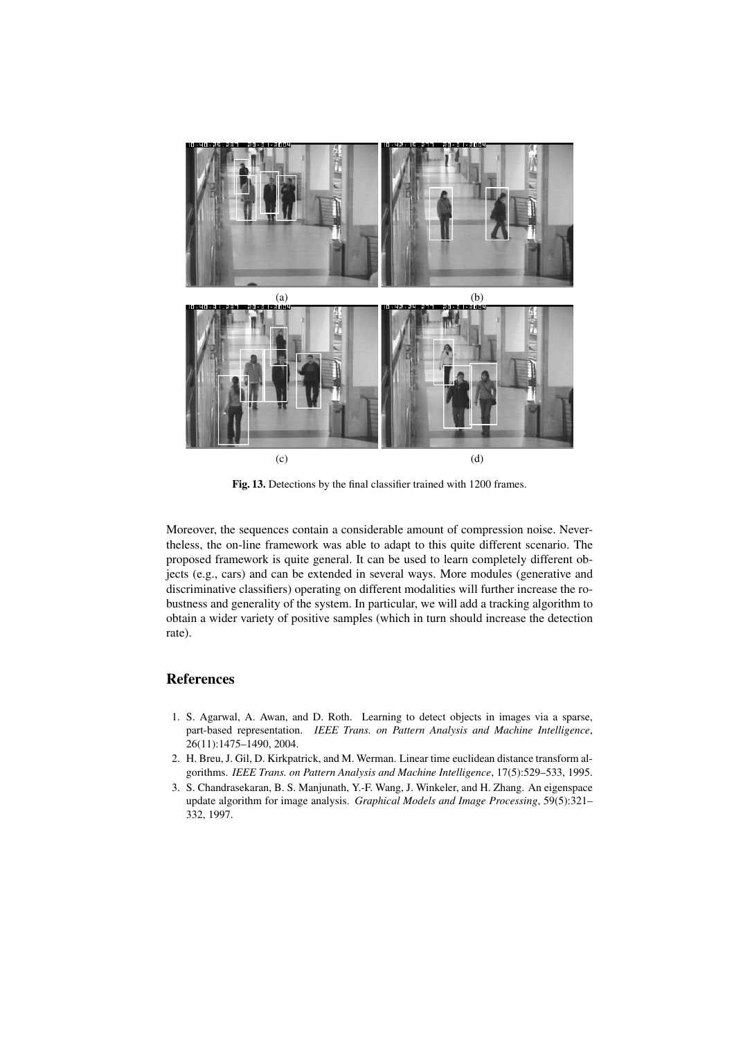(a) (b)

(c) (d)

**Fig. 13.** Detections by the final classifier trained with 1200 frames.

Moreover, the sequences contain a considerable amount of compression noise. Nevertheless, the on-line framework was able to adapt to this quite different scenario. The proposed framework is quite general. It can be used to learn completely different objects (e.g., cars) and can be extended in several ways. More modules (generative and discriminative classifiers) operating on different modalities will further increase the robustness and generality of the system. In particular, we will add a tracking algorithm to obtain a wider variety of positive samples (which in turn should increase the detection rate).

## References

1. S. Agarwal, A. Awan, and D. Roth. Learning to detect objects in images via a sparse, part-based representation. *IEEE Trans. on Pattern Analysis and Machine Intelligence*, 26(11):1475–1490, 2004.
2. H. Breu, J. Gil, D. Kirkpatrick, and M. Werman. Linear time euclidean distance transform algorithms. *IEEE Trans. on Pattern Analysis and Machine Intelligence*, 17(5):529–533, 1995.
3. S. Chandrasekaran, B. S. Manjunath, Y.-F. Wang, J. Winkeler, and H. Zhang. An eigenspace update algorithm for image analysis. *Graphical Models and Image Processing*, 59(5):321–332, 1997.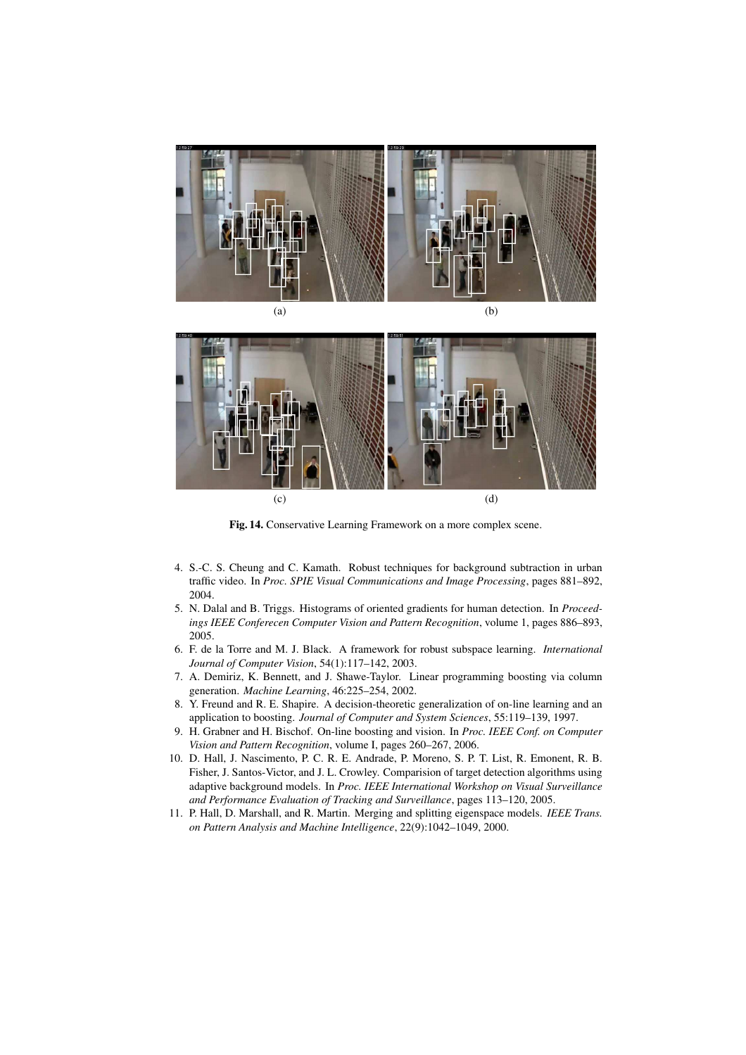(a) (b)

(c) (d)

**Fig. 14.** Conservative Learning Framework on a more complex scene.

4. S.-C. S. Cheung and C. Kamath. Robust techniques for background subtraction in urban traffic video. In *Proc. SPIE Visual Communications and Image Processing*, pages 881–892, 2004.
5. N. Dalal and B. Triggs. Histograms of oriented gradients for human detection. In *Proceedings IEEE Conferecen Computer Vision and Pattern Recognition*, volume 1, pages 886–893, 2005.
6. F. de la Torre and M. J. Black. A framework for robust subspace learning. *International Journal of Computer Vision*, 54(1):117–142, 2003.
7. A. Demiriz, K. Bennett, and J. Shawe-Taylor. Linear programming boosting via column generation. *Machine Learning*, 46:225–254, 2002.
8. Y. Freund and R. E. Shapire. A decision-theoretic generalization of on-line learning and an application to boosting. *Journal of Computer and System Sciences*, 55:119–139, 1997.
9. H. Grabner and H. Bischof. On-line boosting and vision. In *Proc. IEEE Conf. on Computer Vision and Pattern Recognition*, volume I, pages 260–267, 2006.
10. D. Hall, J. Nascimento, P. C. R. E. Andrade, P. Moreno, S. P. T. List, R. Emonent, R. B. Fisher, J. Santos-Victor, and J. L. Crowley. Comparision of target detection algorithms using adaptive background models. In *Proc. IEEE International Workshop on Visual Surveillance and Performance Evaluation of Tracking and Surveillance*, pages 113–120, 2005.
11. P. Hall, D. Marshall, and R. Martin. Merging and splitting eigenspace models. *IEEE Trans. on Pattern Analysis and Machine Intelligence*, 22(9):1042–1049, 2000.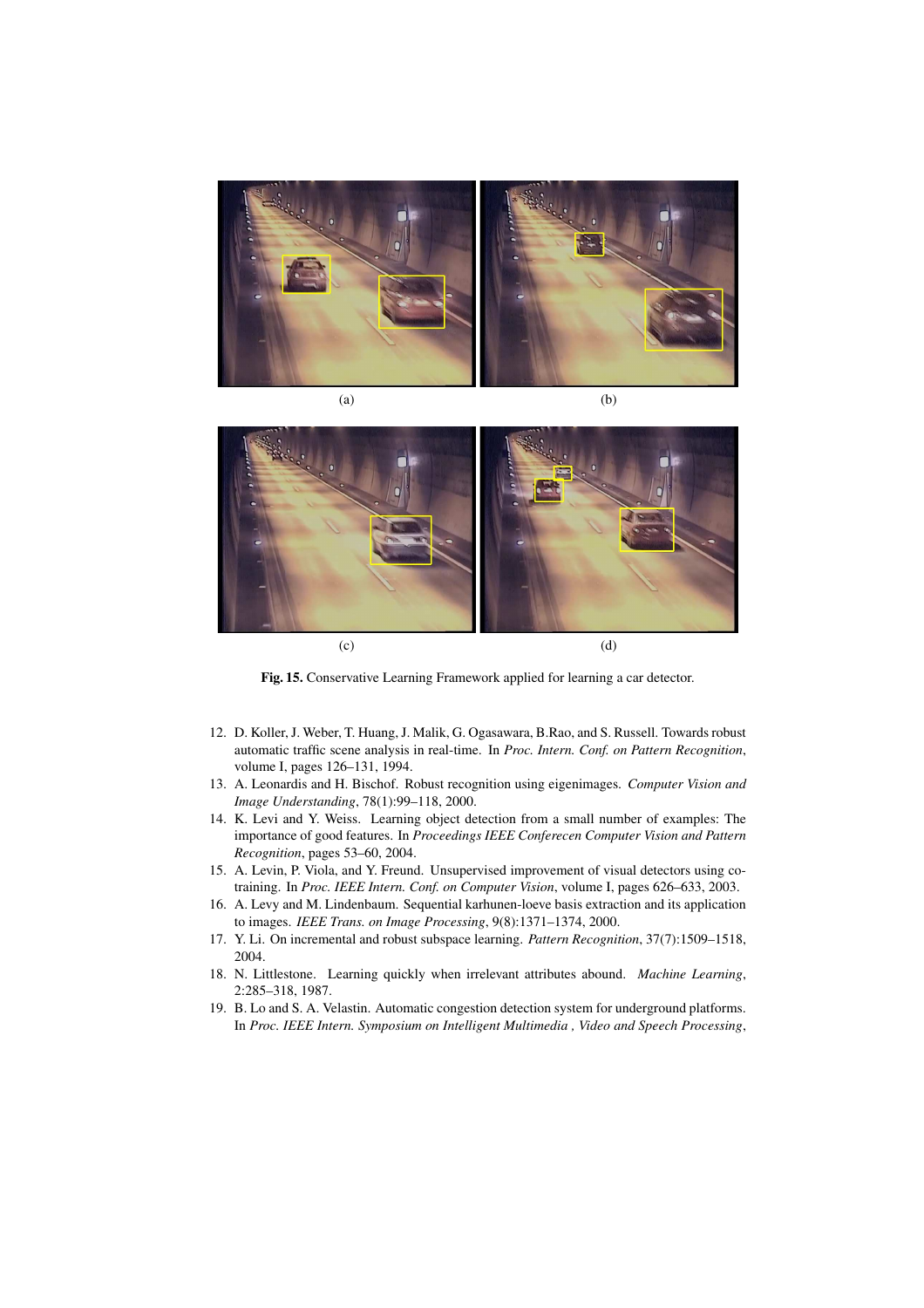(a) (b)

(c) (d)

**Fig. 15.** Conservative Learning Framework applied for learning a car detector.

12. D. Koller, J. Weber, T. Huang, J. Malik, G. Ogasawara, B.Rao, and S. Russell. Towards robust automatic traffic scene analysis in real-time. In *Proc. Intern. Conf. on Pattern Recognition*, volume I, pages 126–131, 1994.
13. A. Leonardis and H. Bischof. Robust recognition using eigenimages. *Computer Vision and Image Understanding*, 78(1):99–118, 2000.
14. K. Levi and Y. Weiss. Learning object detection from a small number of examples: The importance of good features. In *Proceedings IEEE Conferecen Computer Vision and Pattern Recognition*, pages 53–60, 2004.
15. A. Levin, P. Viola, and Y. Freund. Unsupervised improvement of visual detectors using co-training. In *Proc. IEEE Intern. Conf. on Computer Vision*, volume I, pages 626–633, 2003.
16. A. Levy and M. Lindenbaum. Sequential karhunen-loeve basis extraction and its application to images. *IEEE Trans. on Image Processing*, 9(8):1371–1374, 2000.
17. Y. Li. On incremental and robust subspace learning. *Pattern Recognition*, 37(7):1509–1518, 2004.
18. N. Littlestone. Learning quickly when irrelevant attributes abound. *Machine Learning*, 2:285–318, 1987.
19. B. Lo and S. A. Velastin. Automatic congestion detection system for underground platforms. In *Proc. IEEE Intern. Symposium on Intelligent Multimedia , Video and Speech Processing*,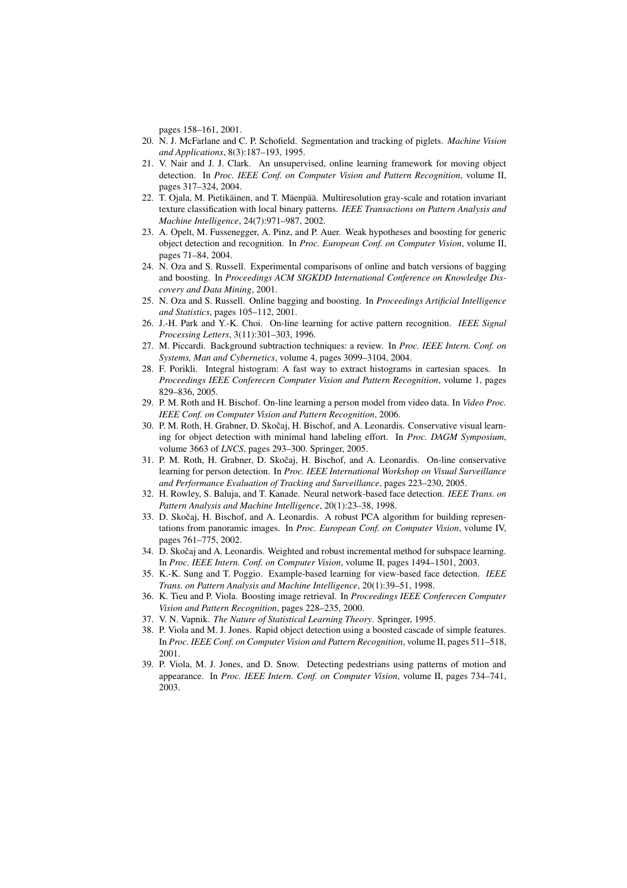pages 158–161, 2001.

20. N. J. McFarlane and C. P. Schofield. Segmentation and tracking of piglets. *Machine Vision and Applications*, 8(3):187–193, 1995.
21. V. Nair and J. J. Clark. An unsupervised, online learning framework for moving object detection. In *Proc. IEEE Conf. on Computer Vision and Pattern Recognition*, volume II, pages 317–324, 2004.
22. T. Ojala, M. Pietikäinen, and T. Mäenpää. Multiresolution gray-scale and rotation invariant texture classification with local binary patterns. *IEEE Transactions on Pattern Analysis and Machine Intelligence*, 24(7):971–987, 2002.
23. A. Opelt, M. Fussenegger, A. Pinz, and P. Auer. Weak hypotheses and boosting for generic object detection and recognition. In *Proc. European Conf. on Computer Vision*, volume II, pages 71–84, 2004.
24. N. Oza and S. Russell. Experimental comparisons of online and batch versions of bagging and boosting. In *Proceedings ACM SIGKDD International Conference on Knowledge Discovery and Data Mining*, 2001.
25. N. Oza and S. Russell. Online bagging and boosting. In *Proceedings Artificial Intelligence and Statistics*, pages 105–112, 2001.
26. J.-H. Park and Y.-K. Choi. On-line learning for active pattern recognition. *IEEE Signal Processing Letters*, 3(11):301–303, 1996.
27. M. Piccardi. Background subtraction techniques: a review. In *Proc. IEEE Intern. Conf. on Systems, Man and Cybernetics*, volume 4, pages 3099–3104, 2004.
28. F. Porikli. Integral histogram: A fast way to extract histograms in cartesian spaces. In *Proceedings IEEE Conferecen Computer Vision and Pattern Recognition*, volume 1, pages 829–836, 2005.
29. P. M. Roth and H. Bischof. On-line learning a person model from video data. In *Video Proc. IEEE Conf. on Computer Vision and Pattern Recognition*, 2006.
30. P. M. Roth, H. Grabner, D. Skočaj, H. Bischof, and A. Leonardis. Conservative visual learning for object detection with minimal hand labeling effort. In *Proc. DAGM Symposium*, volume 3663 of *LNCS*, pages 293–300. Springer, 2005.
31. P. M. Roth, H. Grabner, D. Skočaj, H. Bischof, and A. Leonardis. On-line conservative learning for person detection. In *Proc. IEEE International Workshop on Visual Surveillance and Performance Evaluation of Tracking and Surveillance*, pages 223–230, 2005.
32. H. Rowley, S. Baluja, and T. Kanade. Neural network-based face detection. *IEEE Trans. on Pattern Analysis and Machine Intelligence*, 20(1):23–38, 1998.
33. D. Skočaj, H. Bischof, and A. Leonardis. A robust PCA algorithm for building representations from panoramic images. In *Proc. European Conf. on Computer Vision*, volume IV, pages 761–775, 2002.
34. D. Skočaj and A. Leonardis. Weighted and robust incremental method for subspace learning. In *Proc. IEEE Intern. Conf. on Computer Vision*, volume II, pages 1494–1501, 2003.
35. K.-K. Sung and T. Poggio. Example-based learning for view-based face detection. *IEEE Trans. on Pattern Analysis and Machine Intelligence*, 20(1):39–51, 1998.
36. K. Tieu and P. Viola. Boosting image retrieval. In *Proceedings IEEE Conferecen Computer Vision and Pattern Recognition*, pages 228–235, 2000.
37. V. N. Vapnik. *The Nature of Statistical Learning Theory*. Springer, 1995.
38. P. Viola and M. J. Jones. Rapid object detection using a boosted cascade of simple features. In *Proc. IEEE Conf. on Computer Vision and Pattern Recognition*, volume II, pages 511–518, 2001.
39. P. Viola, M. J. Jones, and D. Snow. Detecting pedestrians using patterns of motion and appearance. In *Proc. IEEE Intern. Conf. on Computer Vision*, volume II, pages 734–741, 2003.